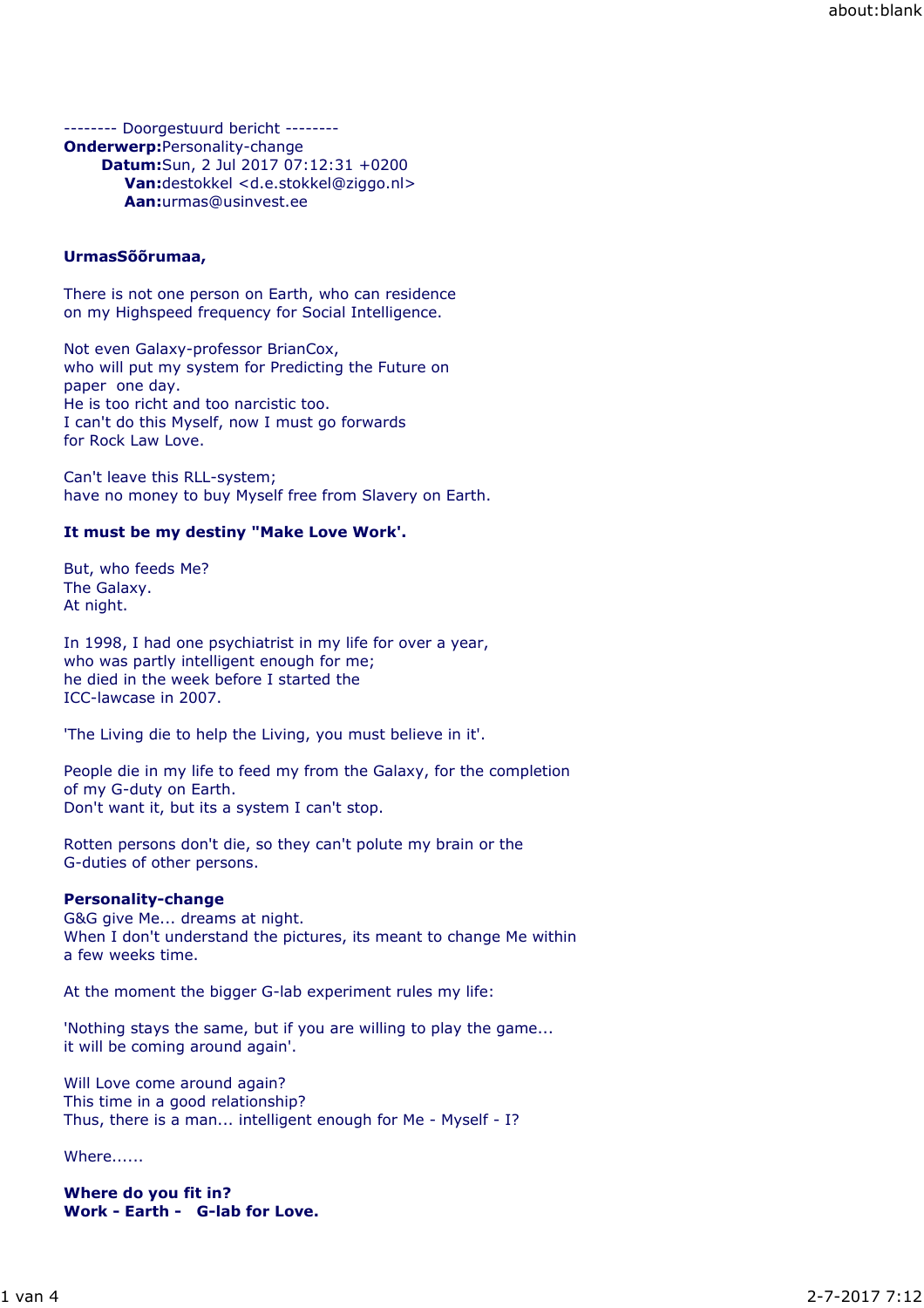-------- Doorgestuurd bericht --------
**Onderwerp:**Personality-change
**Datum:**Sun, 2 Jul 2017 07:12:31 +0200
**Van:**destokkel <d.e.stokkel@ziggo.nl>
**Aan:**urmas@usinvest.ee

**UrmasSõõrumaa,**

There is not one person on Earth, who can residence
on my Highspeed frequency for Social Intelligence.

Not even Galaxy-professor BrianCox,
who will put my system for Predicting the Future on
paper one day.
He is too richt and too narcistic too.
I can't do this Myself, now I must go forwards
for Rock Law Love.

Can't leave this RLL-system;
have no money to buy Myself free from Slavery on Earth.

**It must be my destiny "Make Love Work'.**

But, who feeds Me?
The Galaxy.
At night.

In 1998, I had one psychiatrist in my life for over a year,
who was partly intelligent enough for me;
he died in the week before I started the
ICC-lawcase in 2007.

'The Living die to help the Living, you must believe in it'.

People die in my life to feed my from the Galaxy, for the completion
of my G-duty on Earth.
Don't want it, but its a system I can't stop.

Rotten persons don't die, so they can't polute my brain or the
G-duties of other persons.

**Personality-change**
G&G give Me... dreams at night.
When I don't understand the pictures, its meant to change Me within
a few weeks time.

At the moment the bigger G-lab experiment rules my life:

'Nothing stays the same, but if you are willing to play the game...
it will be coming around again'.

Will Love come around again?
This time in a good relationship?
Thus, there is a man... intelligent enough for Me - Myself - I?

Where......

**Where do you fit in?**
**Work - Earth - G-lab for Love.**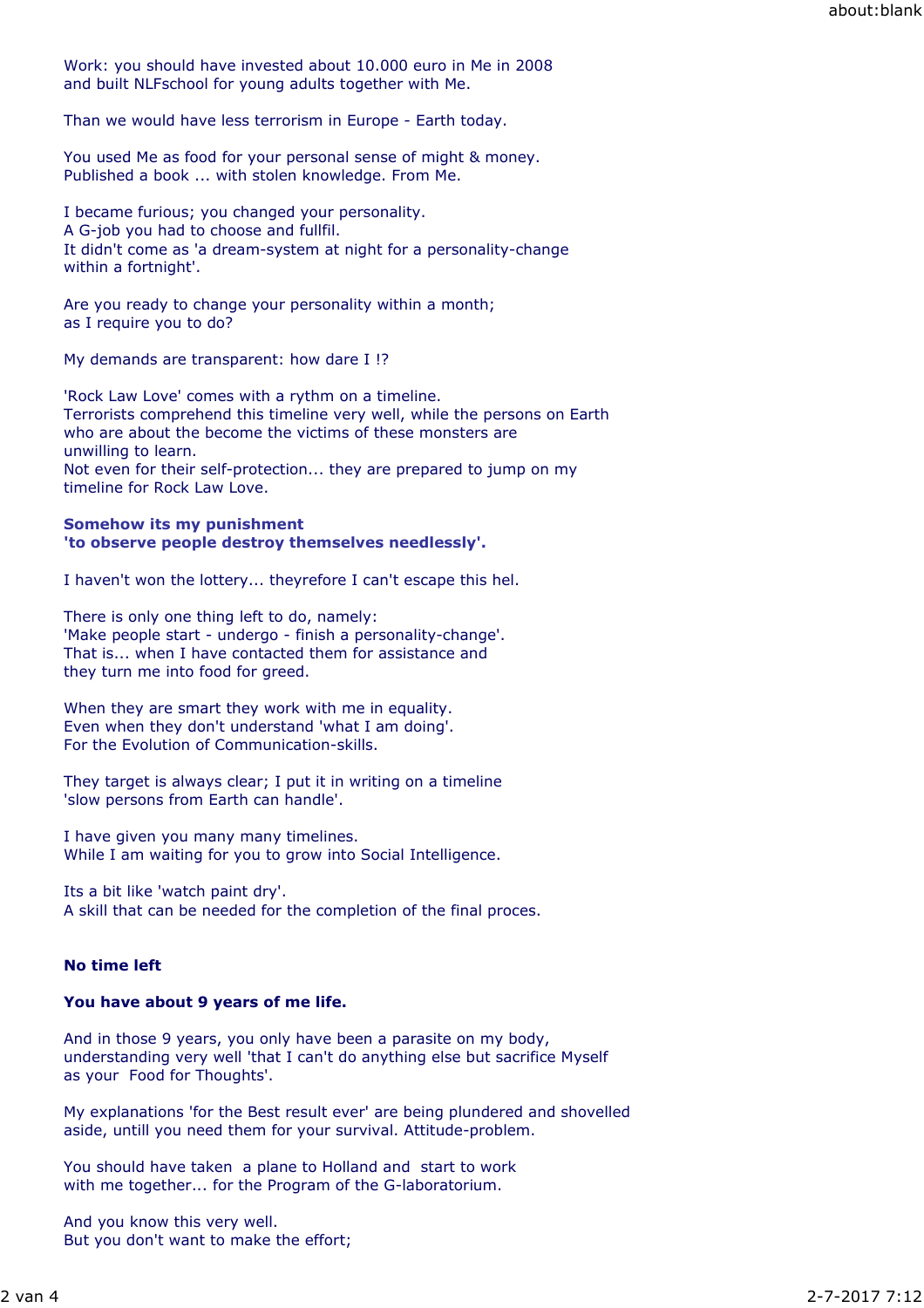Work: you should have invested about 10.000 euro in Me in 2008
and built NLFschool for young adults together with Me.

Than we would have less terrorism in Europe - Earth today.

You used Me as food for your personal sense of might & money.
Published a book ... with stolen knowledge. From Me.

I became furious; you changed your personality.
A G-job you had to choose and fullfil.
It didn't come as 'a dream-system at night for a personality-change
within a fortnight'.

Are you ready to change your personality within a month;
as I require you to do?

My demands are transparent: how dare I !?

'Rock Law Love' comes with a rythm on a timeline.
Terrorists comprehend this timeline very well, while the persons on Earth
who are about the become the victims of these monsters are
unwilling to learn.
Not even for their self-protection... they are prepared to jump on my
timeline for Rock Law Love.

**Somehow its my punishment**
**'to observe people destroy themselves needlessly'.**

I haven't won the lottery... theyrefore I can't escape this hel.

There is only one thing left to do, namely:
'Make people start - undergo - finish a personality-change'.
That is... when I have contacted them for assistance and
they turn me into food for greed.

When they are smart they work with me in equality.
Even when they don't understand 'what I am doing'.
For the Evolution of Communication-skills.

They target is always clear; I put it in writing on a timeline
'slow persons from Earth can handle'.

I have given you many many timelines.
While I am waiting for you to grow into Social Intelligence.

Its a bit like 'watch paint dry'.
A skill that can be needed for the completion of the final proces.

**No time left**

**You have about 9 years of me life.**

And in those 9 years, you only have been a parasite on my body,
understanding very well 'that I can't do anything else but sacrifice Myself
as your Food for Thoughts'.

My explanations 'for the Best result ever' are being plundered and shovelled
aside, untill you need them for your survival. Attitude-problem.

You should have taken a plane to Holland and start to work
with me together... for the Program of the G-laboratorium.

And you know this very well.
But you don't want to make the effort;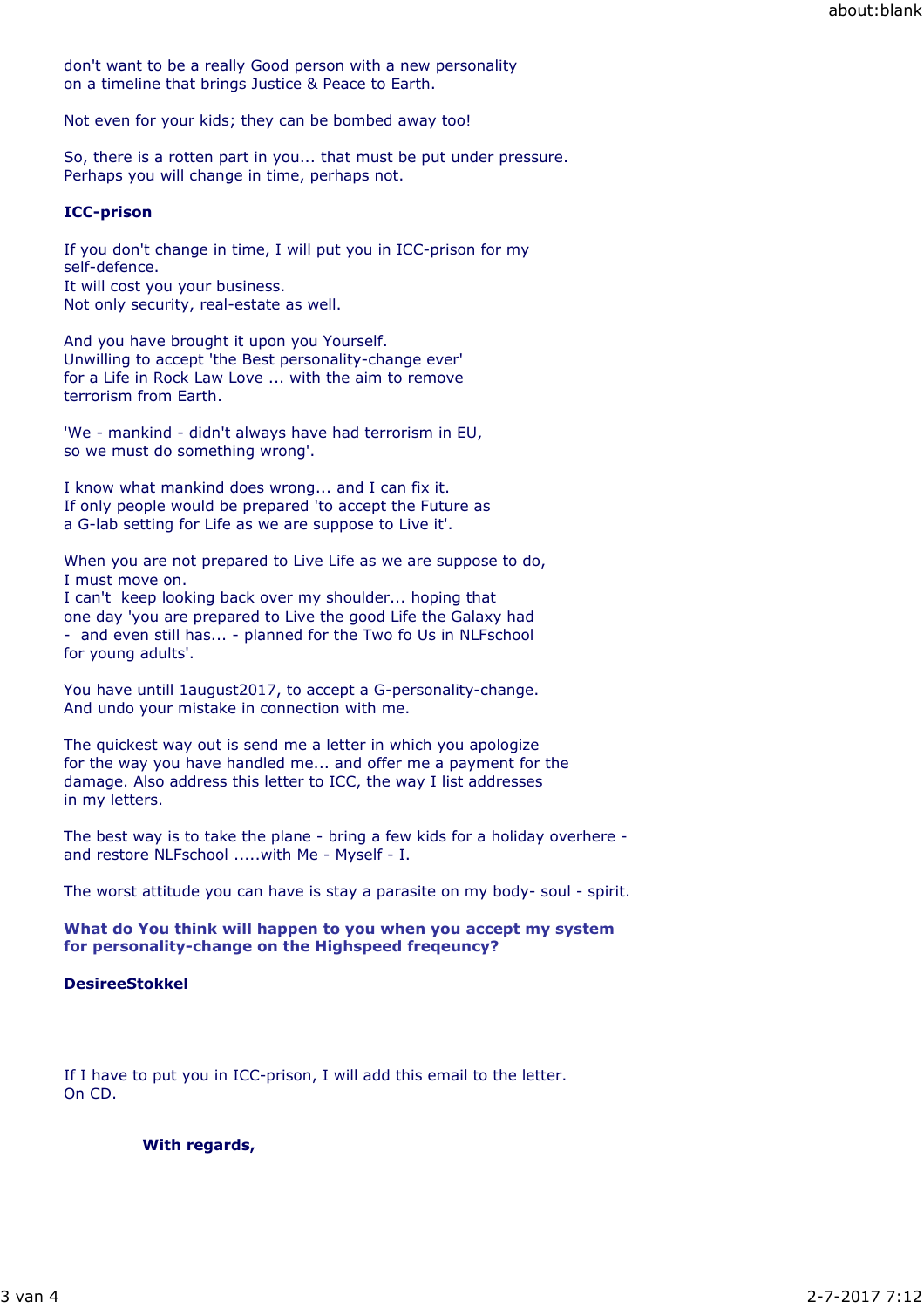don't want to be a really Good person with a new personality
on a timeline that brings Justice & Peace to Earth.

Not even for your kids; they can be bombed away too!

So, there is a rotten part in you... that must be put under pressure.
Perhaps you will change in time, perhaps not.

**ICC-prison**

If you don't change in time, I will put you in ICC-prison for my
self-defence.
It will cost you your business.
Not only security, real-estate as well.

And you have brought it upon you Yourself.
Unwilling to accept 'the Best personality-change ever'
for a Life in Rock Law Love ... with the aim to remove
terrorism from Earth.

'We - mankind - didn't always have had terrorism in EU,
so we must do something wrong'.

I know what mankind does wrong... and I can fix it.
If only people would be prepared 'to accept the Future as
a G-lab setting for Life as we are suppose to Live it'.

When you are not prepared to Live Life as we are suppose to do,
I must move on.
I can't keep looking back over my shoulder... hoping that
one day 'you are prepared to Live the good Life the Galaxy had
- and even still has... - planned for the Two fo Us in NLFschool
for young adults'.

You have untill 1august2017, to accept a G-personality-change.
And undo your mistake in connection with me.

The quickest way out is send me a letter in which you apologize
for the way you have handled me... and offer me a payment for the
damage. Also address this letter to ICC, the way I list addresses
in my letters.

The best way is to take the plane - bring a few kids for a holiday overhere -
and restore NLFschool .....with Me - Myself - I.

The worst attitude you can have is stay a parasite on my body- soul - spirit.

**What do You think will happen to you when you accept my system
for personality-change on the Highspeed freqeuncy?**

**DesireeStokkel**

If I have to put you in ICC-prison, I will add this email to the letter.
On CD.

**With regards,**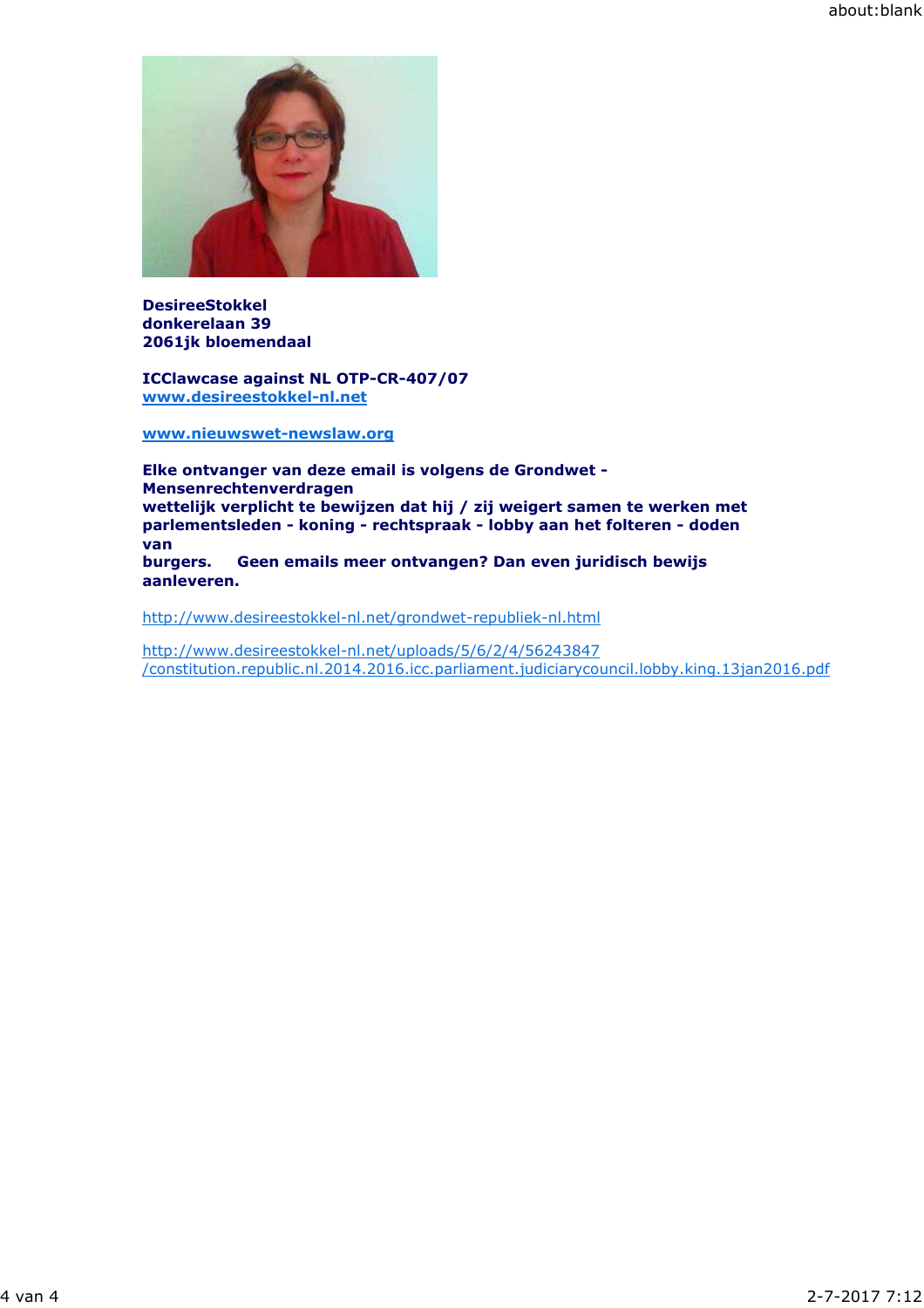**DesireeStokkel**
**donkerelaan 39**
**2061jk bloemendaal**

**ICClawcase against NL OTP-CR-407/07**
**www.desireestokkel-nl.net**

**www.nieuwswet-newslaw.org**

**Elke ontvanger van deze email is volgens de Grondwet - Mensenrechtenverdragen**
**wettelijk verplicht te bewijzen dat hij / zij weigert samen te werken met parlementsleden - koning - rechtspraak - lobby aan het folteren - doden van**
**burgers. Geen emails meer ontvangen? Dan even juridisch bewijs aanleveren.**

http://www.desireestokkel-nl.net/grondwet-republiek-nl.html

http://www.desireestokkel-nl.net/uploads/5/6/2/4/56243847/constitution.republic.nl.2014.2016.icc.parliament.judiciarycouncil.lobby.king.13jan2016.pdf